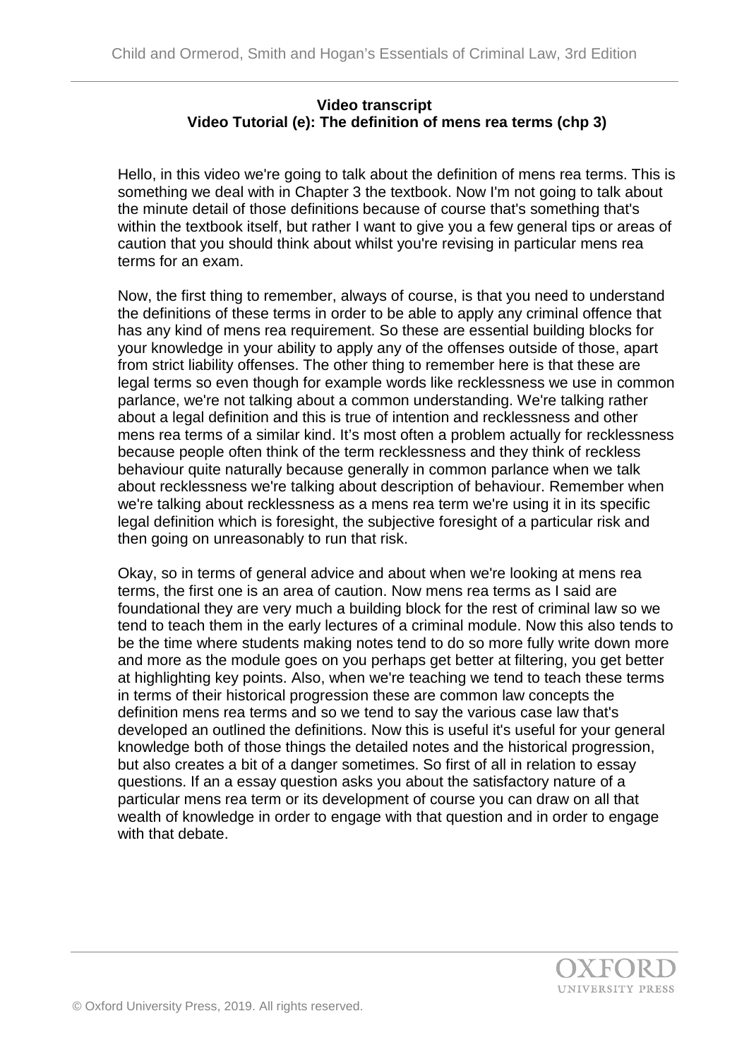**Video transcript**
**Video Tutorial (e): The definition of mens rea terms (chp 3)**

Hello, in this video we're going to talk about the definition of mens rea terms. This is something we deal with in Chapter 3 the textbook. Now I'm not going to talk about the minute detail of those definitions because of course that's something that's within the textbook itself, but rather I want to give you a few general tips or areas of caution that you should think about whilst you're revising in particular mens rea terms for an exam.

Now, the first thing to remember, always of course, is that you need to understand the definitions of these terms in order to be able to apply any criminal offence that has any kind of mens rea requirement. So these are essential building blocks for your knowledge in your ability to apply any of the offenses outside of those, apart from strict liability offenses. The other thing to remember here is that these are legal terms so even though for example words like recklessness we use in common parlance, we're not talking about a common understanding. We're talking rather about a legal definition and this is true of intention and recklessness and other mens rea terms of a similar kind. It's most often a problem actually for recklessness because people often think of the term recklessness and they think of reckless behaviour quite naturally because generally in common parlance when we talk about recklessness we're talking about description of behaviour. Remember when we're talking about recklessness as a mens rea term we're using it in its specific legal definition which is foresight, the subjective foresight of a particular risk and then going on unreasonably to run that risk.

Okay, so in terms of general advice and about when we're looking at mens rea terms, the first one is an area of caution. Now mens rea terms as I said are foundational they are very much a building block for the rest of criminal law so we tend to teach them in the early lectures of a criminal module. Now this also tends to be the time where students making notes tend to do so more fully write down more and more as the module goes on you perhaps get better at filtering, you get better at highlighting key points. Also, when we're teaching we tend to teach these terms in terms of their historical progression these are common law concepts the definition mens rea terms and so we tend to say the various case law that's developed an outlined the definitions. Now this is useful it's useful for your general knowledge both of those things the detailed notes and the historical progression, but also creates a bit of a danger sometimes. So first of all in relation to essay questions. If an a essay question asks you about the satisfactory nature of a particular mens rea term or its development of course you can draw on all that wealth of knowledge in order to engage with that question and in order to engage with that debate.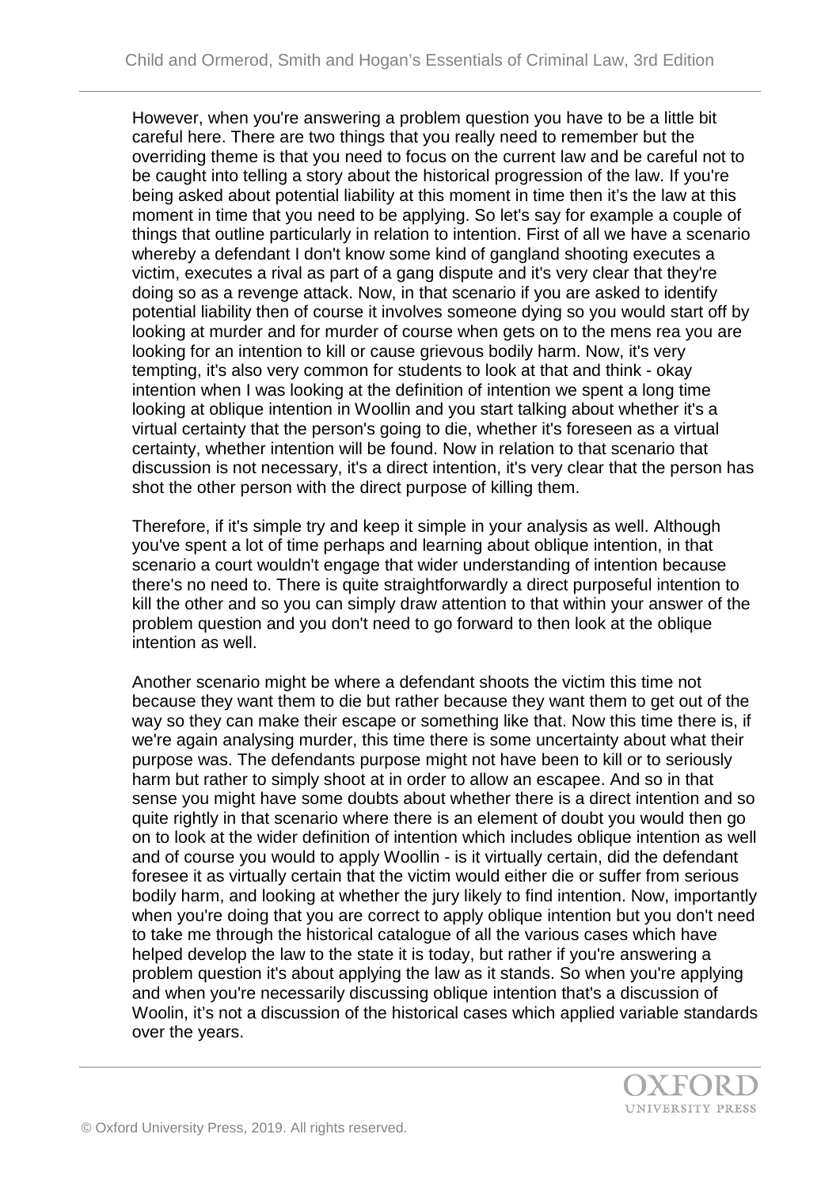However, when you're answering a problem question you have to be a little bit careful here. There are two things that you really need to remember but the overriding theme is that you need to focus on the current law and be careful not to be caught into telling a story about the historical progression of the law. If you're being asked about potential liability at this moment in time then it's the law at this moment in time that you need to be applying. So let's say for example a couple of things that outline particularly in relation to intention. First of all we have a scenario whereby a defendant I don't know some kind of gangland shooting executes a victim, executes a rival as part of a gang dispute and it's very clear that they're doing so as a revenge attack. Now, in that scenario if you are asked to identify potential liability then of course it involves someone dying so you would start off by looking at murder and for murder of course when gets on to the mens rea you are looking for an intention to kill or cause grievous bodily harm. Now, it's very tempting, it's also very common for students to look at that and think - okay intention when I was looking at the definition of intention we spent a long time looking at oblique intention in Woollin and you start talking about whether it's a virtual certainty that the person's going to die, whether it's foreseen as a virtual certainty, whether intention will be found. Now in relation to that scenario that discussion is not necessary, it's a direct intention, it's very clear that the person has shot the other person with the direct purpose of killing them.

Therefore, if it's simple try and keep it simple in your analysis as well. Although you've spent a lot of time perhaps and learning about oblique intention, in that scenario a court wouldn't engage that wider understanding of intention because there's no need to. There is quite straightforwardly a direct purposeful intention to kill the other and so you can simply draw attention to that within your answer of the problem question and you don't need to go forward to then look at the oblique intention as well.

Another scenario might be where a defendant shoots the victim this time not because they want them to die but rather because they want them to get out of the way so they can make their escape or something like that. Now this time there is, if we're again analysing murder, this time there is some uncertainty about what their purpose was. The defendants purpose might not have been to kill or to seriously harm but rather to simply shoot at in order to allow an escapee. And so in that sense you might have some doubts about whether there is a direct intention and so quite rightly in that scenario where there is an element of doubt you would then go on to look at the wider definition of intention which includes oblique intention as well and of course you would to apply Woollin - is it virtually certain, did the defendant foresee it as virtually certain that the victim would either die or suffer from serious bodily harm, and looking at whether the jury likely to find intention. Now, importantly when you're doing that you are correct to apply oblique intention but you don't need to take me through the historical catalogue of all the various cases which have helped develop the law to the state it is today, but rather if you're answering a problem question it's about applying the law as it stands. So when you're applying and when you're necessarily discussing oblique intention that's a discussion of Woolin, it's not a discussion of the historical cases which applied variable standards over the years.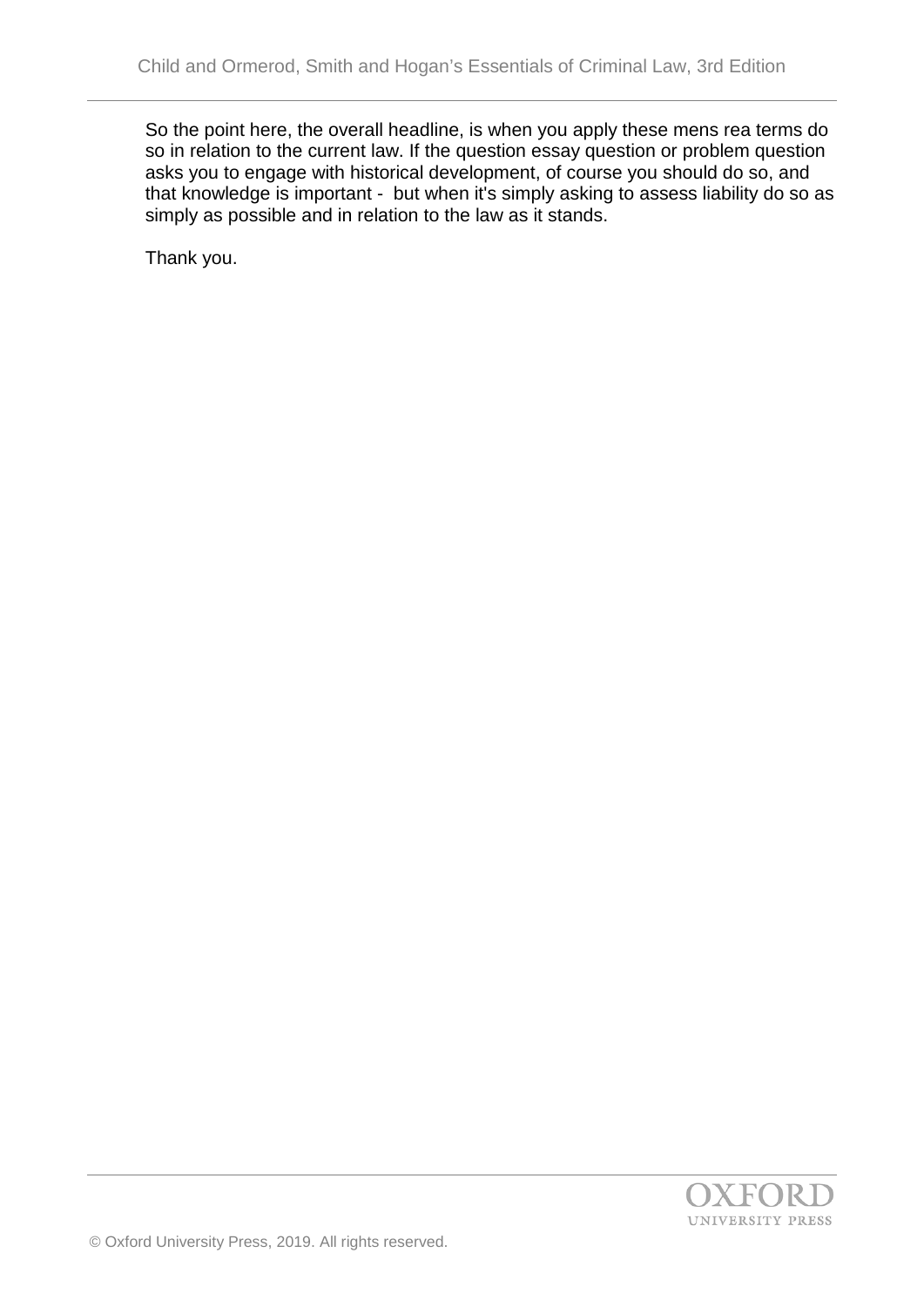So the point here, the overall headline, is when you apply these mens rea terms do so in relation to the current law. If the question essay question or problem question asks you to engage with historical development, of course you should do so, and that knowledge is important -  but when it's simply asking to assess liability do so as simply as possible and in relation to the law as it stands.

Thank you.